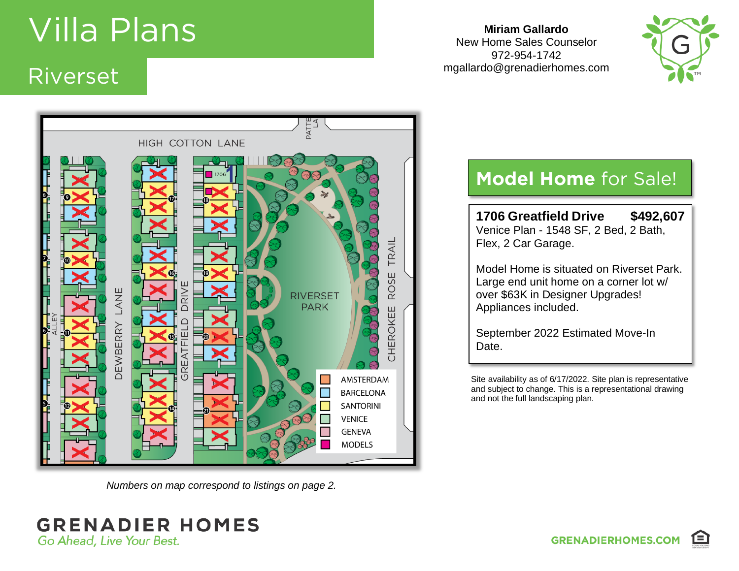# Villa Plans

## Riverset

**Miriam Gallardo**
New Home Sales Counselor
972-954-1742
mgallardo@grenadierhomes.com

HIGH COTTON LANE

DEWBERRY LANE

GREATFIELD DRIVE

CHEROKEE ROSE TRAIL

RIVERSET PARK

ALLEY

- AMSTERDAM
- BARCELONA
- SANTORINI
- VENICE
- GENEVA
- MODELS

*Numbers on map correspond to listings on page 2.*

## Model Home for Sale!

**1706 Greatfield Drive** **$492,607**
Venice Plan - 1548 SF, 2 Bed, 2 Bath, Flex, 2 Car Garage.

Model Home is situated on Riverset Park. Large end unit home on a corner lot w/ over $63K in Designer Upgrades! Appliances included.

September 2022 Estimated Move-In Date.

Site availability as of 6/17/2022. Site plan is representative and subject to change. This is a representational drawing and not the full landscaping plan.

**GRENADIER HOMES**
*Go Ahead, Live Your Best.*

GRENADIERHOMES.COM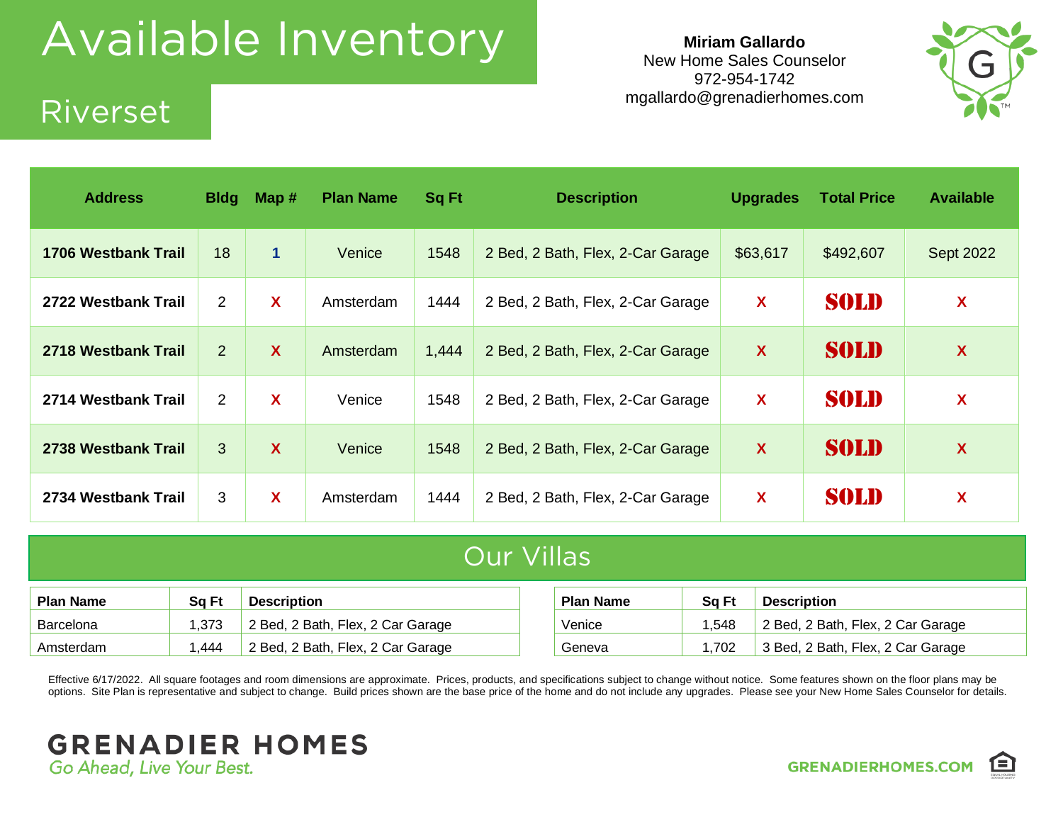# Available Inventory

## Riverset

**Miriam Gallardo**
New Home Sales Counselor
972-954-1742
mgallardo@grenadierhomes.com

| Address | Bldg | Map # | Plan Name | Sq Ft | Description | Upgrades | Total Price | Available |
|---|---|---|---|---|---|---|---|---|
| **1706 Westbank Trail** | 18 | 1 | Venice | 1548 | 2 Bed, 2 Bath, Flex, 2-Car Garage | $63,617 | $492,607 | Sept 2022 |
| **2722 Westbank Trail** | 2 | X | Amsterdam | 1444 | 2 Bed, 2 Bath, Flex, 2-Car Garage | X | SOLD | X |
| **2718 Westbank Trail** | 2 | X | Amsterdam | 1,444 | 2 Bed, 2 Bath, Flex, 2-Car Garage | X | SOLD | X |
| **2714 Westbank Trail** | 2 | X | Venice | 1548 | 2 Bed, 2 Bath, Flex, 2-Car Garage | X | SOLD | X |
| **2738 Westbank Trail** | 3 | X | Venice | 1548 | 2 Bed, 2 Bath, Flex, 2-Car Garage | X | SOLD | X |
| **2734 Westbank Trail** | 3 | X | Amsterdam | 1444 | 2 Bed, 2 Bath, Flex, 2-Car Garage | X | SOLD | X |

## Our Villas

| Plan Name | Sq Ft | Description |
|---|---|---|
| Barcelona | 1,373 | 2 Bed, 2 Bath, Flex, 2 Car Garage |
| Amsterdam | 1,444 | 2 Bed, 2 Bath, Flex, 2 Car Garage |

| Plan Name | Sq Ft | Description |
|---|---|---|
| Venice | 1,548 | 2 Bed, 2 Bath, Flex, 2 Car Garage |
| Geneva | 1,702 | 3 Bed, 2 Bath, Flex, 2 Car Garage |

Effective 6/17/2022. All square footages and room dimensions are approximate. Prices, products, and specifications subject to change without notice. Some features shown on the floor plans may be options. Site Plan is representative and subject to change. Build prices shown are the base price of the home and do not include any upgrades. Please see your New Home Sales Counselor for details.

**GRENADIER HOMES**
*Go Ahead, Live Your Best.*

GRENADIERHOMES.COM